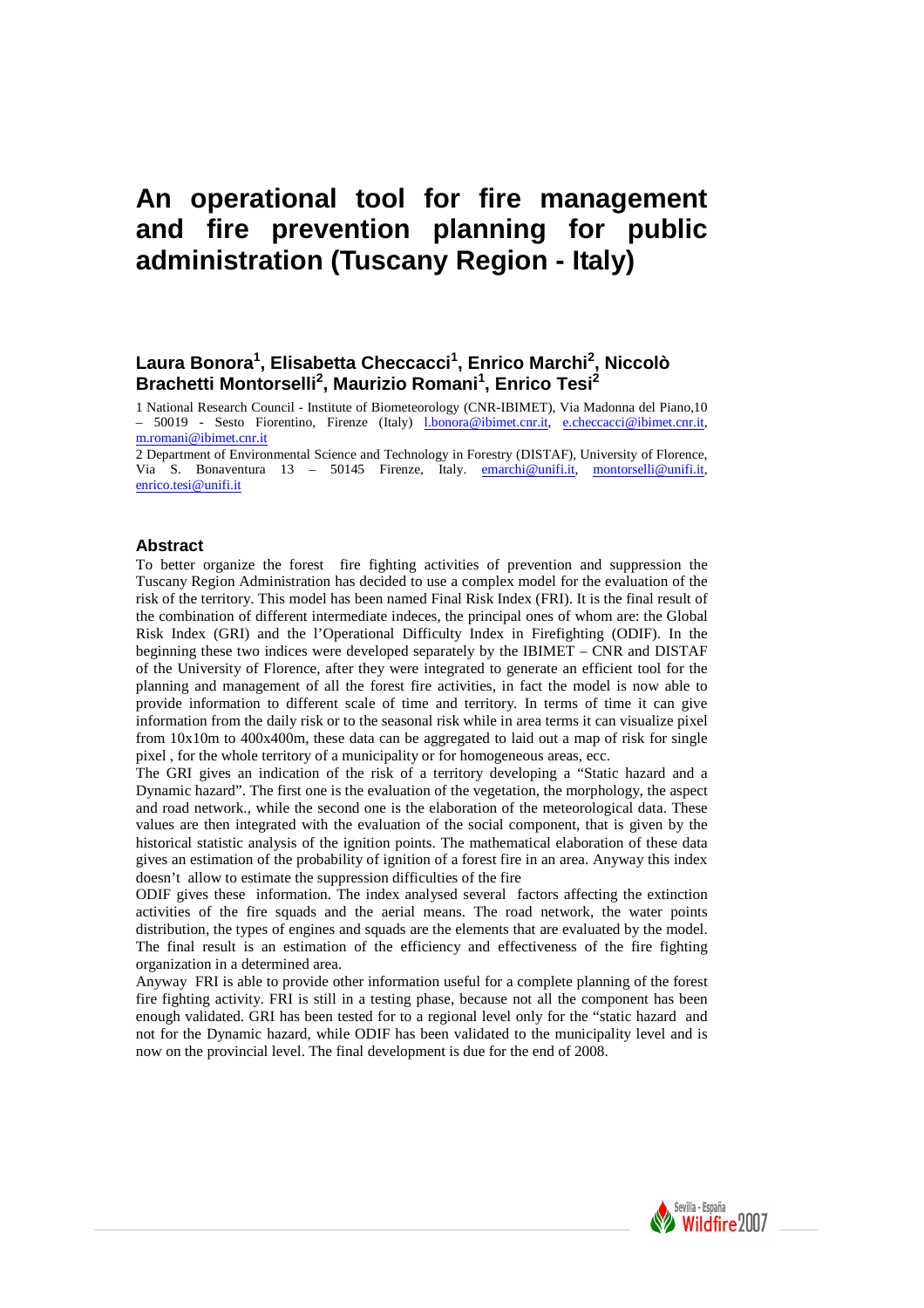# An operational tool for fire management and fire prevention planning for public administration (Tuscany Region - Italy)

**Laura Bonora[1], Elisabetta Checcacci[1], Enrico Marchi[2], Niccolò Brachetti Montorselli[2], Maurizio Romani[1], Enrico Tesi[2]**

1 National Research Council - Institute of Biometeorology (CNR-IBIMET), Via Madonna del Piano,10 – 50019 - Sesto Fiorentino, Firenze (Italy) l.bonora@ibimet.cnr.it, e.checcacci@ibimet.cnr.it, m.romani@ibimet.cnr.it

2 Department of Environmental Science and Technology in Forestry (DISTAF), University of Florence, Via S. Bonaventura 13 – 50145 Firenze, Italy. emarchi@unifi.it, montorselli@unifi.it, enrico.tesi@unifi.it

## Abstract

To better organize the forest fire fighting activities of prevention and suppression the Tuscany Region Administration has decided to use a complex model for the evaluation of the risk of the territory. This model has been named Final Risk Index (FRI). It is the final result of the combination of different intermediate indeces, the principal ones of whom are: the Global Risk Index (GRI) and the l'Operational Difficulty Index in Firefighting (ODIF). In the beginning these two indices were developed separately by the IBIMET – CNR and DISTAF of the University of Florence, after they were integrated to generate an efficient tool for the planning and management of all the forest fire activities, in fact the model is now able to provide information to different scale of time and territory. In terms of time it can give information from the daily risk or to the seasonal risk while in area terms it can visualize pixel from 10x10m to 400x400m, these data can be aggregated to laid out a map of risk for single pixel , for the whole territory of a municipality or for homogeneous areas, ecc.

The GRI gives an indication of the risk of a territory developing a "Static hazard and a Dynamic hazard". The first one is the evaluation of the vegetation, the morphology, the aspect and road network., while the second one is the elaboration of the meteorological data. These values are then integrated with the evaluation of the social component, that is given by the historical statistic analysis of the ignition points. The mathematical elaboration of these data gives an estimation of the probability of ignition of a forest fire in an area. Anyway this index doesn't allow to estimate the suppression difficulties of the fire

ODIF gives these information. The index analysed several factors affecting the extinction activities of the fire squads and the aerial means. The road network, the water points distribution, the types of engines and squads are the elements that are evaluated by the model. The final result is an estimation of the efficiency and effectiveness of the fire fighting organization in a determined area.

Anyway FRI is able to provide other information useful for a complete planning of the forest fire fighting activity. FRI is still in a testing phase, because not all the component has been enough validated. GRI has been tested for to a regional level only for the "static hazard and not for the Dynamic hazard, while ODIF has been validated to the municipality level and is now on the provincial level. The final development is due for the end of 2008.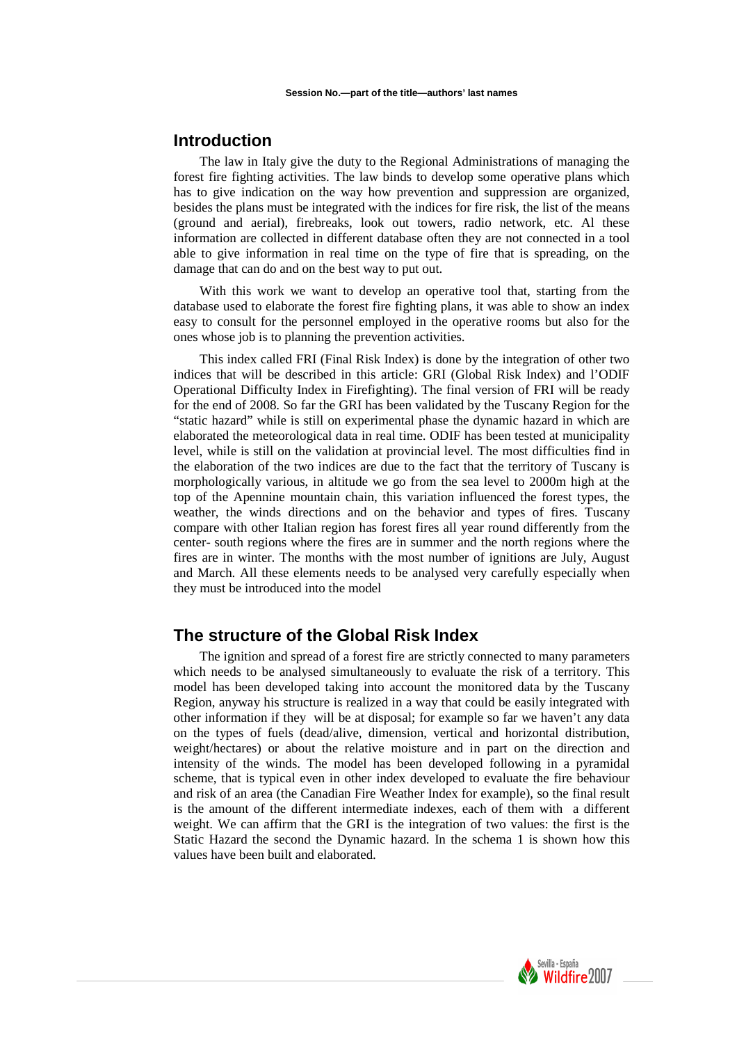## Introduction

The law in Italy give the duty to the Regional Administrations of managing the forest fire fighting activities. The law binds to develop some operative plans which has to give indication on the way how prevention and suppression are organized, besides the plans must be integrated with the indices for fire risk, the list of the means (ground and aerial), firebreaks, look out towers, radio network, etc. Al these information are collected in different database often they are not connected in a tool able to give information in real time on the type of fire that is spreading, on the damage that can do and on the best way to put out.

With this work we want to develop an operative tool that, starting from the database used to elaborate the forest fire fighting plans, it was able to show an index easy to consult for the personnel employed in the operative rooms but also for the ones whose job is to planning the prevention activities.

This index called FRI (Final Risk Index) is done by the integration of other two indices that will be described in this article: GRI (Global Risk Index) and l'ODIF Operational Difficulty Index in Firefighting). The final version of FRI will be ready for the end of 2008. So far the GRI has been validated by the Tuscany Region for the "static hazard" while is still on experimental phase the dynamic hazard in which are elaborated the meteorological data in real time. ODIF has been tested at municipality level, while is still on the validation at provincial level. The most difficulties find in the elaboration of the two indices are due to the fact that the territory of Tuscany is morphologically various, in altitude we go from the sea level to 2000m high at the top of the Apennine mountain chain, this variation influenced the forest types, the weather, the winds directions and on the behavior and types of fires. Tuscany compare with other Italian region has forest fires all year round differently from the center- south regions where the fires are in summer and the north regions where the fires are in winter. The months with the most number of ignitions are July, August and March. All these elements needs to be analysed very carefully especially when they must be introduced into the model

## The structure of the Global Risk Index

The ignition and spread of a forest fire are strictly connected to many parameters which needs to be analysed simultaneously to evaluate the risk of a territory. This model has been developed taking into account the monitored data by the Tuscany Region, anyway his structure is realized in a way that could be easily integrated with other information if they will be at disposal; for example so far we haven't any data on the types of fuels (dead/alive, dimension, vertical and horizontal distribution, weight/hectares) or about the relative moisture and in part on the direction and intensity of the winds. The model has been developed following in a pyramidal scheme, that is typical even in other index developed to evaluate the fire behaviour and risk of an area (the Canadian Fire Weather Index for example), so the final result is the amount of the different intermediate indexes, each of them with a different weight. We can affirm that the GRI is the integration of two values: the first is the Static Hazard the second the Dynamic hazard. In the schema 1 is shown how this values have been built and elaborated.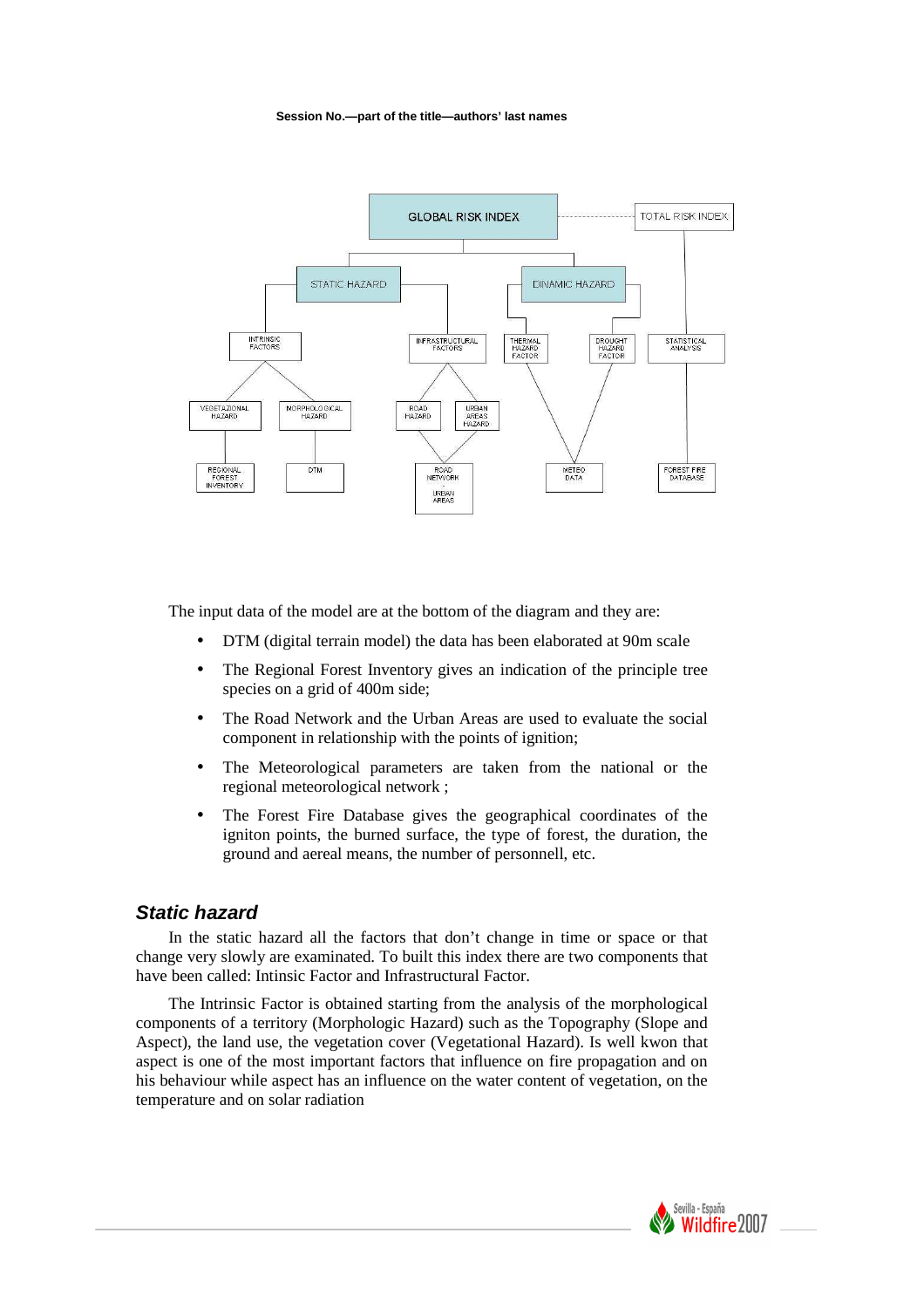The input data of the model are at the bottom of the diagram and they are:

- DTM (digital terrain model) the data has been elaborated at 90m scale
- The Regional Forest Inventory gives an indication of the principle tree species on a grid of 400m side;
- The Road Network and the Urban Areas are used to evaluate the social component in relationship with the points of ignition;
- The Meteorological parameters are taken from the national or the regional meteorological network ;
- The Forest Fire Database gives the geographical coordinates of the igniton points, the burned surface, the type of forest, the duration, the ground and aereal means, the number of personnell, etc.

## *Static hazard*

In the static hazard all the factors that don't change in time or space or that change very slowly are examinated. To built this index there are two components that have been called: Intinsic Factor and Infrastructural Factor.

The Intrinsic Factor is obtained starting from the analysis of the morphological components of a territory (Morphologic Hazard) such as the Topography (Slope and Aspect), the land use, the vegetation cover (Vegetational Hazard). Is well kwon that aspect is one of the most important factors that influence on fire propagation and on his behaviour while aspect has an influence on the water content of vegetation, on the temperature and on solar radiation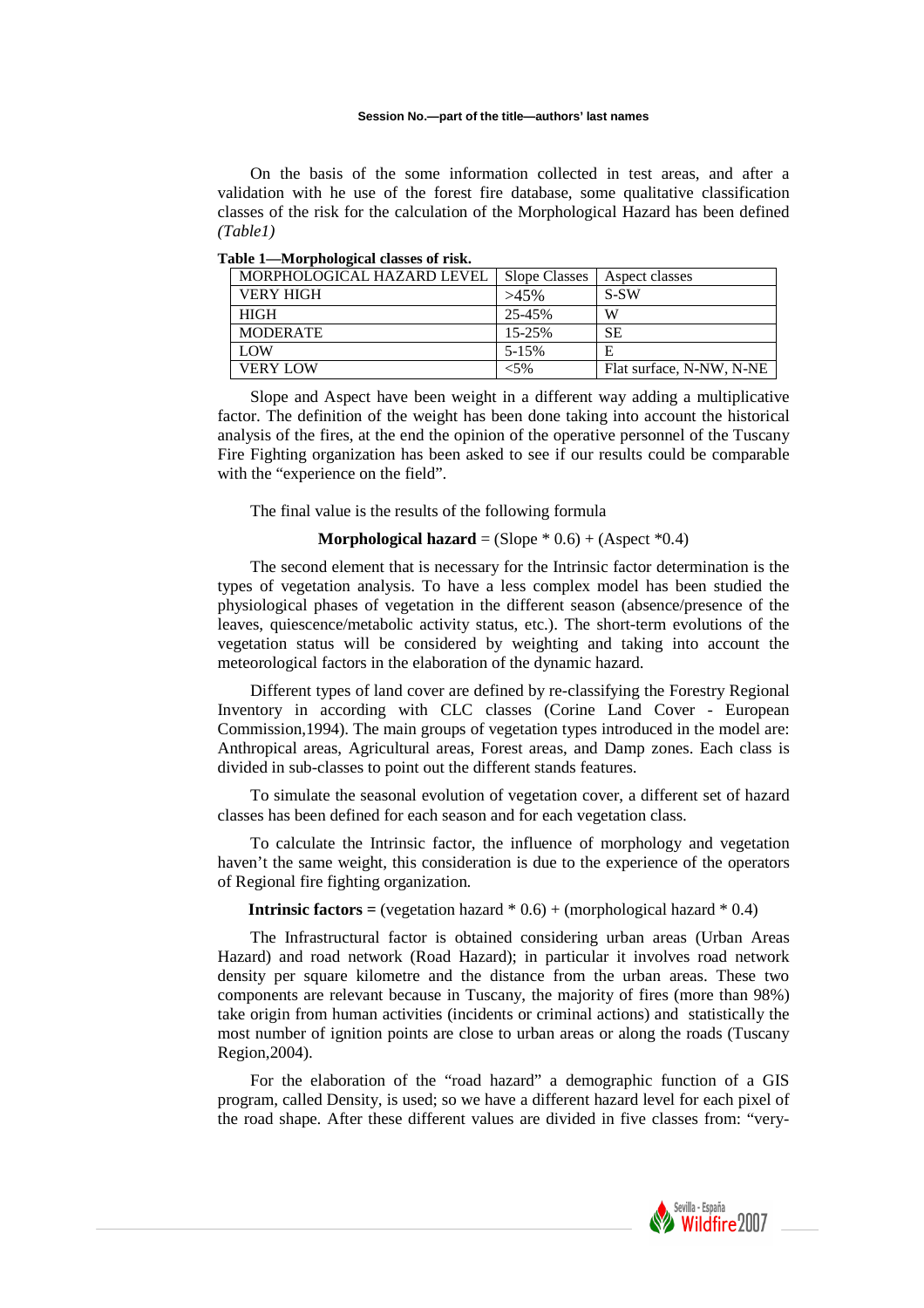On the basis of the some information collected in test areas, and after a validation with he use of the forest fire database, some qualitative classification classes of the risk for the calculation of the Morphological Hazard has been defined *(Table1)*

**Table 1—Morphological classes of risk.**

| MORPHOLOGICAL HAZARD LEVEL | Slope Classes | Aspect classes |
|---|---|---|
| VERY HIGH | >45% | S-SW |
| HIGH | 25-45% | W |
| MODERATE | 15-25% | SE |
| LOW | 5-15% | E |
| VERY LOW | <5% | Flat surface, N-NW, N-NE |

Slope and Aspect have been weight in a different way adding a multiplicative factor. The definition of the weight has been done taking into account the historical analysis of the fires, at the end the opinion of the operative personnel of the Tuscany Fire Fighting organization has been asked to see if our results could be comparable with the "experience on the field".

The final value is the results of the following formula

**Morphological hazard** = (Slope * 0.6) + (Aspect *0.4)

The second element that is necessary for the Intrinsic factor determination is the types of vegetation analysis. To have a less complex model has been studied the physiological phases of vegetation in the different season (absence/presence of the leaves, quiescence/metabolic activity status, etc.). The short-term evolutions of the vegetation status will be considered by weighting and taking into account the meteorological factors in the elaboration of the dynamic hazard.

Different types of land cover are defined by re-classifying the Forestry Regional Inventory in according with CLC classes (Corine Land Cover - European Commission,1994). The main groups of vegetation types introduced in the model are: Anthropical areas, Agricultural areas, Forest areas, and Damp zones. Each class is divided in sub-classes to point out the different stands features.

To simulate the seasonal evolution of vegetation cover, a different set of hazard classes has been defined for each season and for each vegetation class.

To calculate the Intrinsic factor, the influence of morphology and vegetation haven't the same weight, this consideration is due to the experience of the operators of Regional fire fighting organization.

**Intrinsic factors =** (vegetation hazard * 0.6) + (morphological hazard * 0.4)

The Infrastructural factor is obtained considering urban areas (Urban Areas Hazard) and road network (Road Hazard); in particular it involves road network density per square kilometre and the distance from the urban areas. These two components are relevant because in Tuscany, the majority of fires (more than 98%) take origin from human activities (incidents or criminal actions) and statistically the most number of ignition points are close to urban areas or along the roads (Tuscany Region,2004).

For the elaboration of the "road hazard" a demographic function of a GIS program, called Density, is used; so we have a different hazard level for each pixel of the road shape. After these different values are divided in five classes from: "very-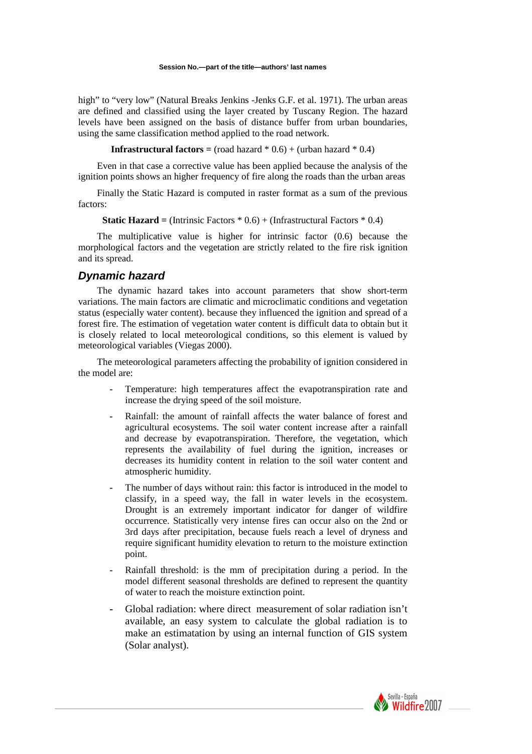high" to "very low" (Natural Breaks Jenkins -Jenks G.F. et al. 1971). The urban areas are defined and classified using the layer created by Tuscany Region. The hazard levels have been assigned on the basis of distance buffer from urban boundaries, using the same classification method applied to the road network.

**Infrastructural factors =** (road hazard * 0.6) + (urban hazard * 0.4)

Even in that case a corrective value has been applied because the analysis of the ignition points shows an higher frequency of fire along the roads than the urban areas

Finally the Static Hazard is computed in raster format as a sum of the previous factors:

**Static Hazard =** (Intrinsic Factors * 0.6) + (Infrastructural Factors * 0.4)

The multiplicative value is higher for intrinsic factor (0.6) because the morphological factors and the vegetation are strictly related to the fire risk ignition and its spread.

## *Dynamic hazard*

The dynamic hazard takes into account parameters that show short-term variations. The main factors are climatic and microclimatic conditions and vegetation status (especially water content). because they influenced the ignition and spread of a forest fire. The estimation of vegetation water content is difficult data to obtain but it is closely related to local meteorological conditions, so this element is valued by meteorological variables (Viegas 2000).

The meteorological parameters affecting the probability of ignition considered in the model are:

- Temperature: high temperatures affect the evapotranspiration rate and increase the drying speed of the soil moisture.
- Rainfall: the amount of rainfall affects the water balance of forest and agricultural ecosystems. The soil water content increase after a rainfall and decrease by evapotranspiration. Therefore, the vegetation, which represents the availability of fuel during the ignition, increases or decreases its humidity content in relation to the soil water content and atmospheric humidity.
- The number of days without rain: this factor is introduced in the model to classify, in a speed way, the fall in water levels in the ecosystem. Drought is an extremely important indicator for danger of wildfire occurrence. Statistically very intense fires can occur also on the 2nd or 3rd days after precipitation, because fuels reach a level of dryness and require significant humidity elevation to return to the moisture extinction point.
- Rainfall threshold: is the mm of precipitation during a period. In the model different seasonal thresholds are defined to represent the quantity of water to reach the moisture extinction point.
- Global radiation: where direct measurement of solar radiation isn't available, an easy system to calculate the global radiation is to make an estimatation by using an internal function of GIS system (Solar analyst).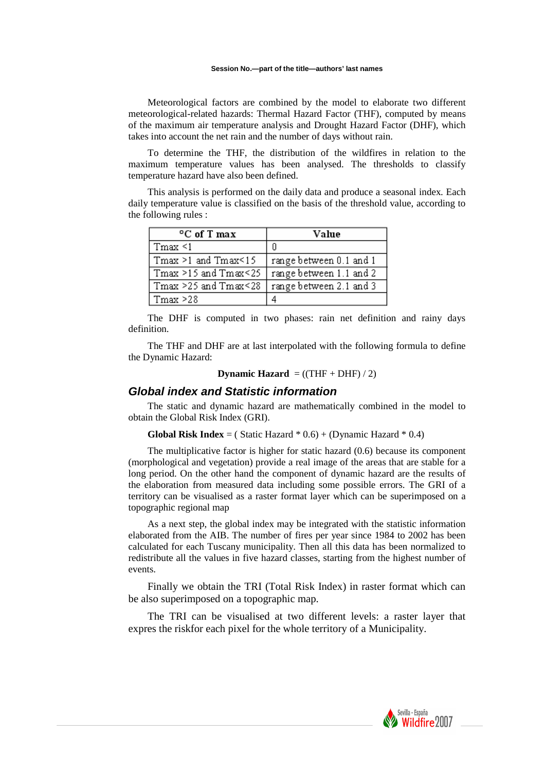Meteorological factors are combined by the model to elaborate two different meteorological-related hazards: Thermal Hazard Factor (THF), computed by means of the maximum air temperature analysis and Drought Hazard Factor (DHF), which takes into account the net rain and the number of days without rain.

To determine the THF, the distribution of the wildfires in relation to the maximum temperature values has been analysed. The thresholds to classify temperature hazard have also been defined.

This analysis is performed on the daily data and produce a seasonal index. Each daily temperature value is classified on the basis of the threshold value, according to the following rules :

| °C of T max | Value |
|---|---|
| Tmax <1 | 0 |
| Tmax >1 and Tmax<15 | range between 0.1 and 1 |
| Tmax >15 and Tmax<25 | range between 1.1 and 2 |
| Tmax >25 and Tmax<28 | range between 2.1 and 3 |
| Tmax >28 | 4 |

The DHF is computed in two phases: rain net definition and rainy days definition.

The THF and DHF are at last interpolated with the following formula to define the Dynamic Hazard:

**Dynamic Hazard** = ((THF + DHF) / 2)

## *Global index and Statistic information*

The static and dynamic hazard are mathematically combined in the model to obtain the Global Risk Index (GRI).

**Global Risk Index** = ( Static Hazard * 0.6) + (Dynamic Hazard * 0.4)

The multiplicative factor is higher for static hazard (0.6) because its component (morphological and vegetation) provide a real image of the areas that are stable for a long period. On the other hand the component of dynamic hazard are the results of the elaboration from measured data including some possible errors. The GRI of a territory can be visualised as a raster format layer which can be superimposed on a topographic regional map

As a next step, the global index may be integrated with the statistic information elaborated from the AIB. The number of fires per year since 1984 to 2002 has been calculated for each Tuscany municipality. Then all this data has been normalized to redistribute all the values in five hazard classes, starting from the highest number of events.

Finally we obtain the TRI (Total Risk Index) in raster format which can be also superimposed on a topographic map.

The TRI can be visualised at two different levels: a raster layer that expres the riskfor each pixel for the whole territory of a Municipality.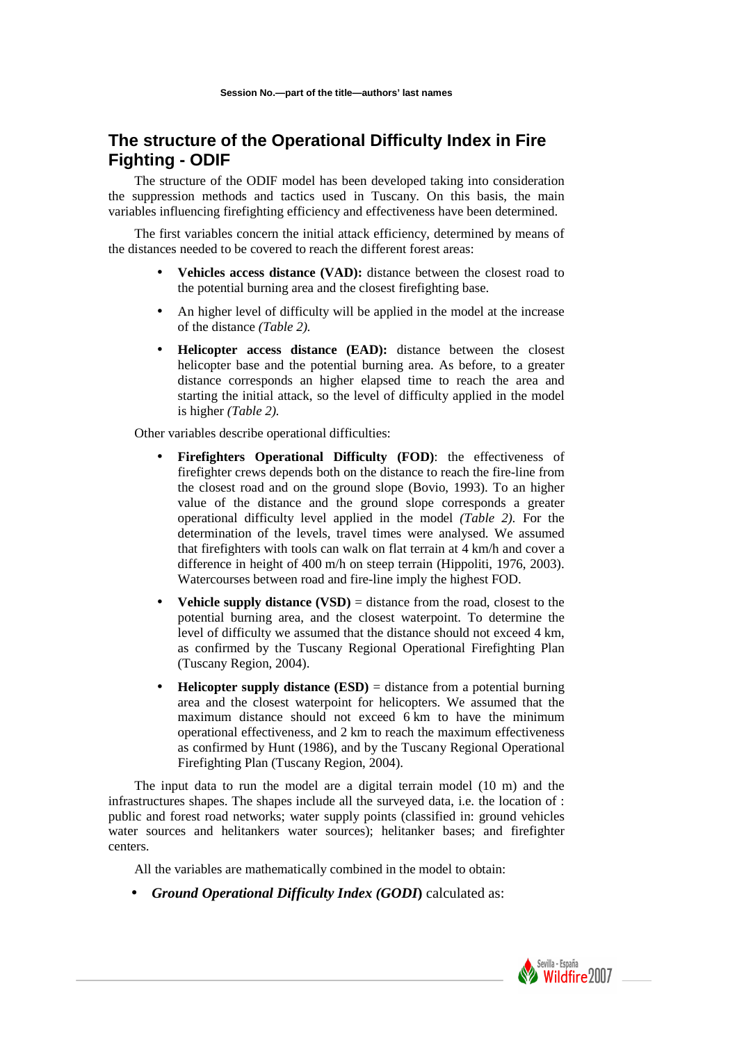## The structure of the Operational Difficulty Index in Fire Fighting - ODIF

The structure of the ODIF model has been developed taking into consideration the suppression methods and tactics used in Tuscany. On this basis, the main variables influencing firefighting efficiency and effectiveness have been determined.

The first variables concern the initial attack efficiency, determined by means of the distances needed to be covered to reach the different forest areas:

- **Vehicles access distance (VAD):** distance between the closest road to the potential burning area and the closest firefighting base.
- An higher level of difficulty will be applied in the model at the increase of the distance *(Table 2)*.
- **Helicopter access distance (EAD):** distance between the closest helicopter base and the potential burning area. As before, to a greater distance corresponds an higher elapsed time to reach the area and starting the initial attack, so the level of difficulty applied in the model is higher *(Table 2)*.

Other variables describe operational difficulties:

- **Firefighters Operational Difficulty (FOD)**: the effectiveness of firefighter crews depends both on the distance to reach the fire-line from the closest road and on the ground slope (Bovio, 1993). To an higher value of the distance and the ground slope corresponds a greater operational difficulty level applied in the model *(Table 2)*. For the determination of the levels, travel times were analysed. We assumed that firefighters with tools can walk on flat terrain at 4 km/h and cover a difference in height of 400 m/h on steep terrain (Hippoliti, 1976, 2003). Watercourses between road and fire-line imply the highest FOD.
- **Vehicle supply distance (VSD)** = distance from the road, closest to the potential burning area, and the closest waterpoint. To determine the level of difficulty we assumed that the distance should not exceed 4 km, as confirmed by the Tuscany Regional Operational Firefighting Plan (Tuscany Region, 2004).
- **Helicopter supply distance (ESD)** = distance from a potential burning area and the closest waterpoint for helicopters. We assumed that the maximum distance should not exceed 6 km to have the minimum operational effectiveness, and 2 km to reach the maximum effectiveness as confirmed by Hunt (1986), and by the Tuscany Regional Operational Firefighting Plan (Tuscany Region, 2004).

The input data to run the model are a digital terrain model (10 m) and the infrastructures shapes. The shapes include all the surveyed data, i.e. the location of : public and forest road networks; water supply points (classified in: ground vehicles water sources and helitankers water sources); helitanker bases; and firefighter centers.

All the variables are mathematically combined in the model to obtain:

- ***Ground Operational Difficulty Index (GODI)*** calculated as: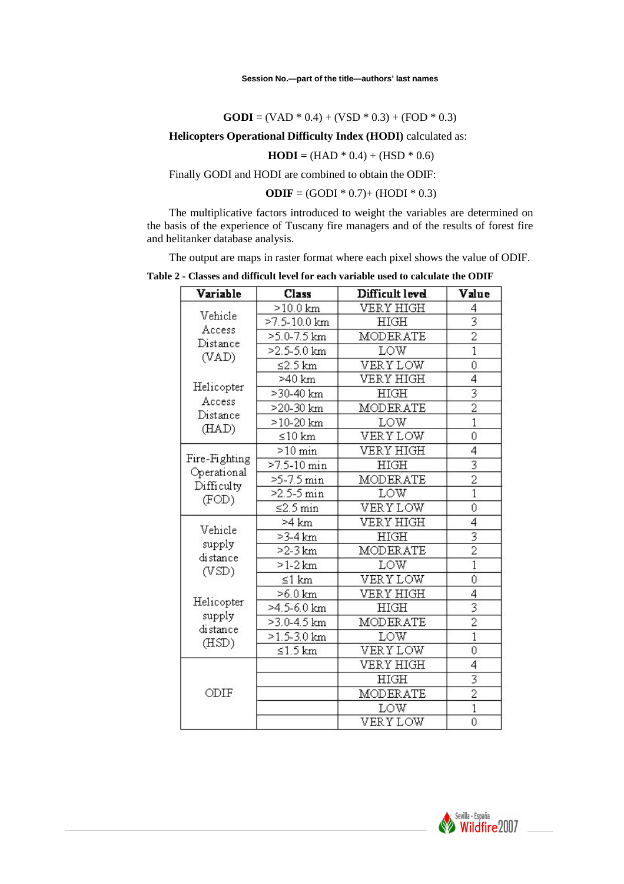**GODI** = (VAD * 0.4) + (VSD * 0.3) + (FOD * 0.3)

**Helicopters Operational Difficulty Index (HODI)** calculated as:

**HODI =** (HAD * 0.4) + (HSD * 0.6)

Finally GODI and HODI are combined to obtain the ODIF:

**ODIF** = (GODI * 0.7)+ (HODI * 0.3)

The multiplicative factors introduced to weight the variables are determined on the basis of the experience of Tuscany fire managers and of the results of forest fire and helitanker database analysis.

The output are maps in raster format where each pixel shows the value of ODIF.

**Table 2 - Classes and difficult level for each variable used to calculate the ODIF**

| Variable | Class | Difficult level | Value |
|---|---|---|---|
| Vehicle Access Distance (VAD) | >10.0 km | VERY HIGH | 4 |
| | >7.5-10.0 km | HIGH | 3 |
| | >5.0-7.5 km | MODERATE | 2 |
| | >2.5-5.0 km | LOW | 1 |
| | ≤2.5 km | VERY LOW | 0 |
| Helicopter Access Distance (HAD) | >40 km | VERY HIGH | 4 |
| | >30-40 km | HIGH | 3 |
| | >20-30 km | MODERATE | 2 |
| | >10-20 km | LOW | 1 |
| | ≤10 km | VERY LOW | 0 |
| Fire-Fighting Operational Difficulty (FOD) | >10 min | VERY HIGH | 4 |
| | >7.5-10 min | HIGH | 3 |
| | >5-7.5 min | MODERATE | 2 |
| | >2.5-5 min | LOW | 1 |
| | ≤2.5 min | VERY LOW | 0 |
| Vehicle supply distance (VSD) | >4 km | VERY HIGH | 4 |
| | >3-4 km | HIGH | 3 |
| | >2-3 km | MODERATE | 2 |
| | >1-2 km | LOW | 1 |
| | ≤1 km | VERY LOW | 0 |
| Helicopter supply distance (HSD) | >6.0 km | VERY HIGH | 4 |
| | >4.5-6.0 km | HIGH | 3 |
| | >3.0-4.5 km | MODERATE | 2 |
| | >1.5-3.0 km | LOW | 1 |
| | ≤1.5 km | VERY LOW | 0 |
| ODIF | | VERY HIGH | 4 |
| | | HIGH | 3 |
| | | MODERATE | 2 |
| | | LOW | 1 |
| | | VERY LOW | 0 |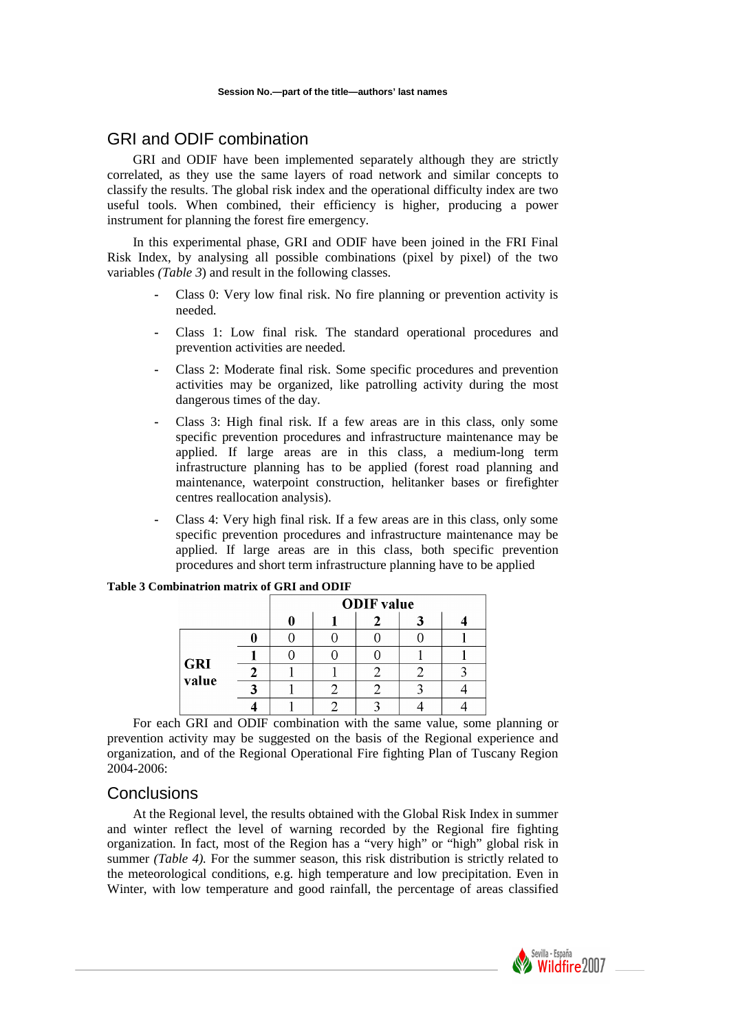## GRI and ODIF combination

GRI and ODIF have been implemented separately although they are strictly correlated, as they use the same layers of road network and similar concepts to classify the results. The global risk index and the operational difficulty index are two useful tools. When combined, their efficiency is higher, producing a power instrument for planning the forest fire emergency.

In this experimental phase, GRI and ODIF have been joined in the FRI Final Risk Index, by analysing all possible combinations (pixel by pixel) of the two variables *(Table 3*) and result in the following classes.

- Class 0: Very low final risk. No fire planning or prevention activity is needed.
- Class 1: Low final risk. The standard operational procedures and prevention activities are needed.
- Class 2: Moderate final risk. Some specific procedures and prevention activities may be organized, like patrolling activity during the most dangerous times of the day.
- Class 3: High final risk. If a few areas are in this class, only some specific prevention procedures and infrastructure maintenance may be applied. If large areas are in this class, a medium-long term infrastructure planning has to be applied (forest road planning and maintenance, waterpoint construction, helitanker bases or firefighter centres reallocation analysis).
- Class 4: Very high final risk. If a few areas are in this class, only some specific prevention procedures and infrastructure maintenance may be applied. If large areas are in this class, both specific prevention procedures and short term infrastructure planning have to be applied

**Table 3 Combinatrion matrix of GRI and ODIF**

| | | ODIF value | | | | |
|---|---|---|---|---|---|---|
| | | **0** | **1** | **2** | **3** | **4** |
| **GRI value** | **0** | 0 | 0 | 0 | 0 | 1 |
| | **1** | 0 | 0 | 0 | 1 | 1 |
| | **2** | 1 | 1 | 2 | 2 | 3 |
| | **3** | 1 | 2 | 2 | 3 | 4 |
| | **4** | 1 | 2 | 3 | 4 | 4 |

For each GRI and ODIF combination with the same value, some planning or prevention activity may be suggested on the basis of the Regional experience and organization, and of the Regional Operational Fire fighting Plan of Tuscany Region 2004-2006:

## Conclusions

At the Regional level, the results obtained with the Global Risk Index in summer and winter reflect the level of warning recorded by the Regional fire fighting organization. In fact, most of the Region has a "very high" or "high" global risk in summer *(Table 4).* For the summer season, this risk distribution is strictly related to the meteorological conditions, e.g. high temperature and low precipitation. Even in Winter, with low temperature and good rainfall, the percentage of areas classified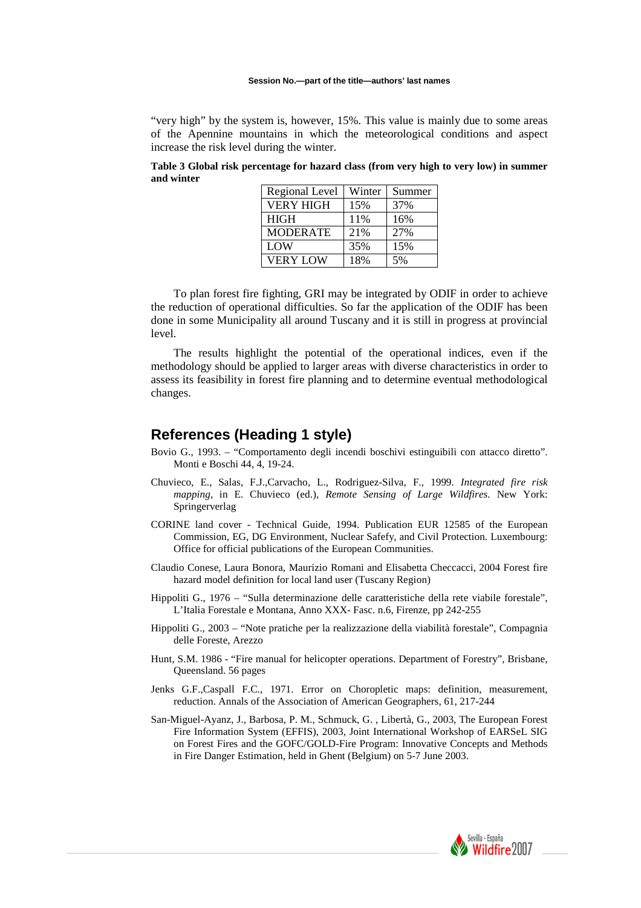"very high" by the system is, however, 15%. This value is mainly due to some areas of the Apennine mountains in which the meteorological conditions and aspect increase the risk level during the winter.

**Table 3 Global risk percentage for hazard class (from very high to very low) in summer and winter**

| Regional Level | Winter | Summer |
|---|---|---|
| VERY HIGH | 15% | 37% |
| HIGH | 11% | 16% |
| MODERATE | 21% | 27% |
| LOW | 35% | 15% |
| VERY LOW | 18% | 5% |

To plan forest fire fighting, GRI may be integrated by ODIF in order to achieve the reduction of operational difficulties. So far the application of the ODIF has been done in some Municipality all around Tuscany and it is still in progress at provincial level.

The results highlight the potential of the operational indices, even if the methodology should be applied to larger areas with diverse characteristics in order to assess its feasibility in forest fire planning and to determine eventual methodological changes.

# References (Heading 1 style)

Bovio G., 1993. – "Comportamento degli incendi boschivi estinguibili con attacco diretto". Monti e Boschi 44, 4, 19-24.

Chuvieco, E., Salas, F.J.,Carvacho, L., Rodriguez-Silva, F., 1999. *Integrated fire risk mapping*, in E. Chuvieco (ed.), *Remote Sensing of Large Wildfires.* New York: Springerverlag

CORINE land cover - Technical Guide, 1994. Publication EUR 12585 of the European Commission, EG, DG Environment, Nuclear Safefy, and Civil Protection. Luxembourg: Office for official publications of the European Communities.

Claudio Conese, Laura Bonora, Maurizio Romani and Elisabetta Checcacci, 2004 Forest fire hazard model definition for local land user (Tuscany Region)

Hippoliti G., 1976 – "Sulla determinazione delle caratteristiche della rete viabile forestale", L'Italia Forestale e Montana, Anno XXX- Fasc. n.6, Firenze, pp 242-255

Hippoliti G., 2003 – "Note pratiche per la realizzazione della viabilità forestale", Compagnia delle Foreste, Arezzo

Hunt, S.M. 1986 - "Fire manual for helicopter operations. Department of Forestry", Brisbane, Queensland. 56 pages

Jenks G.F.,Caspall F.C., 1971. Error on Choropletic maps: definition, measurement, reduction. Annals of the Association of American Geographers, 61, 217-244

San-Miguel-Ayanz, J., Barbosa, P. M., Schmuck, G. , Libertà, G., 2003, The European Forest Fire Information System (EFFIS), 2003, Joint International Workshop of EARSeL SIG on Forest Fires and the GOFC/GOLD-Fire Program: Innovative Concepts and Methods in Fire Danger Estimation, held in Ghent (Belgium) on 5-7 June 2003.